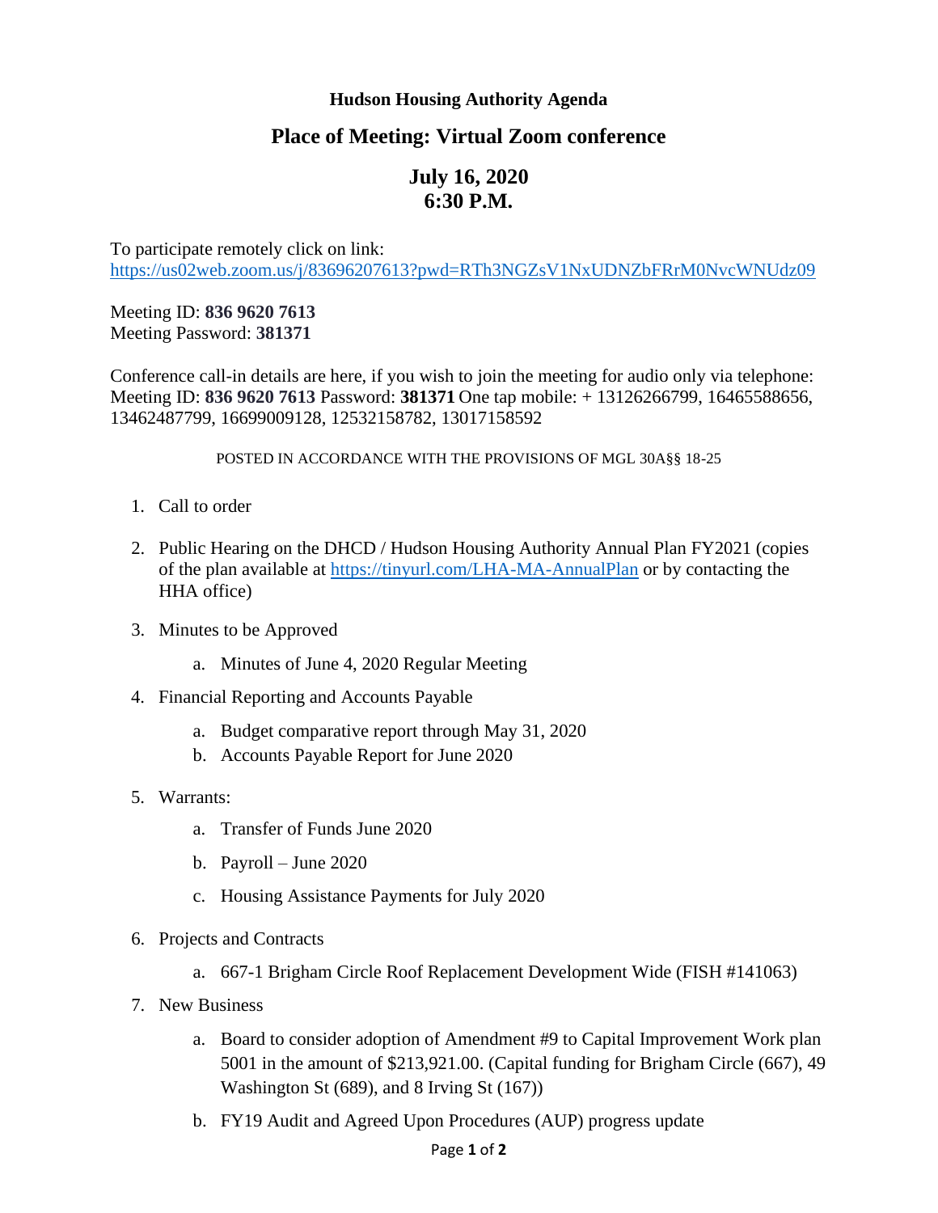# Hudson Housing Authority Agenda

## Place of Meeting: Virtual Zoom conference

## July 16, 2020
## 6:30 P.M.

To participate remotely click on link:
https://us02web.zoom.us/j/83696207613?pwd=RTh3NGZsV1NxUDNZbFRrM0NvcWNUdz09

Meeting ID: **836 9620 7613**
Meeting Password: **381371**

Conference call-in details are here, if you wish to join the meeting for audio only via telephone: Meeting ID: **836 9620 7613** Password: **381371** One tap mobile: + 13126266799, 16465588656, 13462487799, 16699009128, 12532158782, 13017158592

POSTED IN ACCORDANCE WITH THE PROVISIONS OF MGL 30A§§ 18-25

1. Call to order

2. Public Hearing on the DHCD / Hudson Housing Authority Annual Plan FY2021 (copies of the plan available at https://tinyurl.com/LHA-MA-AnnualPlan or by contacting the HHA office)

3. Minutes to be Approved

    a. Minutes of June 4, 2020 Regular Meeting

4. Financial Reporting and Accounts Payable

    a. Budget comparative report through May 31, 2020
    b. Accounts Payable Report for June 2020

5. Warrants:

    a. Transfer of Funds June 2020

    b. Payroll – June 2020

    c. Housing Assistance Payments for July 2020

6. Projects and Contracts

    a. 667-1 Brigham Circle Roof Replacement Development Wide (FISH #141063)

7. New Business

    a. Board to consider adoption of Amendment #9 to Capital Improvement Work plan 5001 in the amount of $213,921.00. (Capital funding for Brigham Circle (667), 49 Washington St (689), and 8 Irving St (167))

    b. FY19 Audit and Agreed Upon Procedures (AUP) progress update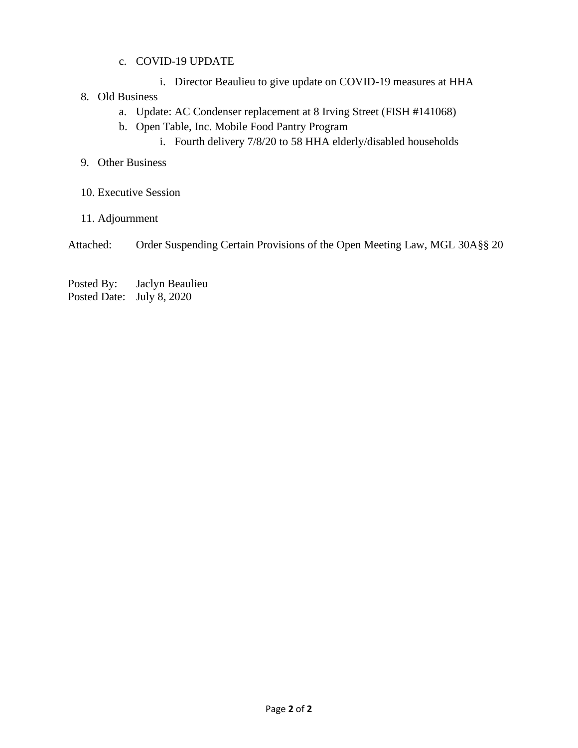c. COVID-19 UPDATE
    i. Director Beaulieu to give update on COVID-19 measures at HHA

8. Old Business
    a. Update: AC Condenser replacement at 8 Irving Street (FISH #141068)
    b. Open Table, Inc. Mobile Food Pantry Program
        i. Fourth delivery 7/8/20 to 58 HHA elderly/disabled households

9. Other Business

10. Executive Session

11. Adjournment

Attached: Order Suspending Certain Provisions of the Open Meeting Law, MGL 30A§§ 20

Posted By: Jaclyn Beaulieu
Posted Date: July 8, 2020